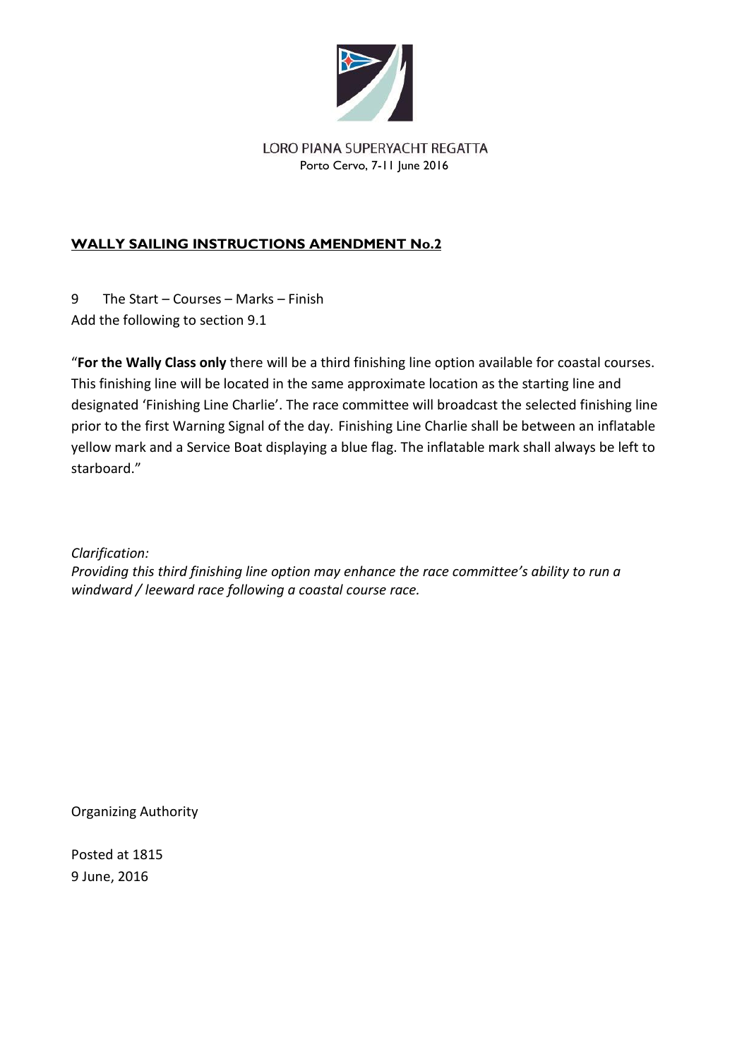LORO PIANA SUPERYACHT REGATTA
Porto Cervo, 7-11 June 2016

# WALLY SAILING INSTRUCTIONS AMENDMENT No.2

9 The Start – Courses – Marks – Finish
Add the following to section 9.1

"**For the Wally Class only** there will be a third finishing line option available for coastal courses. This finishing line will be located in the same approximate location as the starting line and designated 'Finishing Line Charlie'. The race committee will broadcast the selected finishing line prior to the first Warning Signal of the day. Finishing Line Charlie shall be between an inflatable yellow mark and a Service Boat displaying a blue flag. The inflatable mark shall always be left to starboard."

*Clarification:*
*Providing this third finishing line option may enhance the race committee's ability to run a windward / leeward race following a coastal course race.*

Organizing Authority

Posted at 1815
9 June, 2016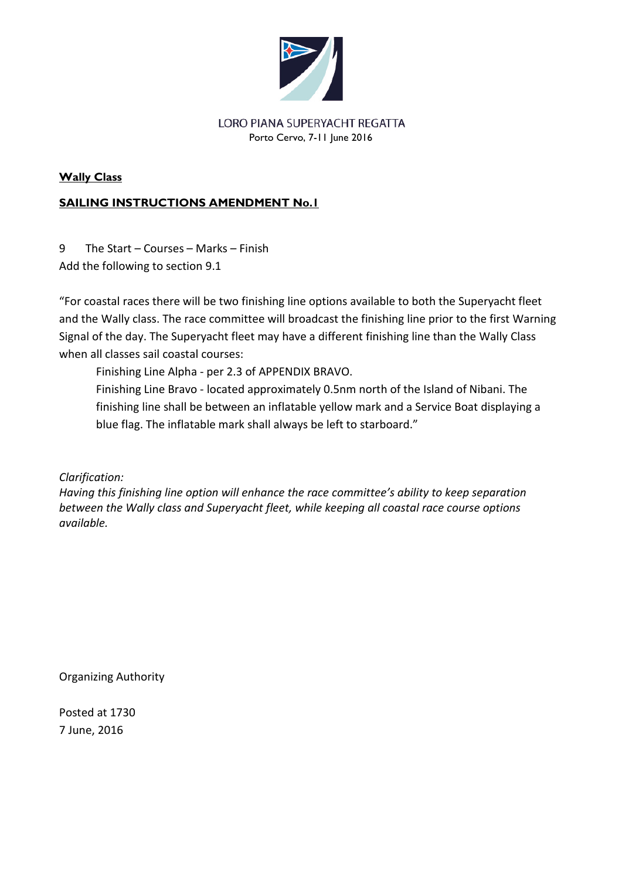LORO PIANA SUPERYACHT REGATTA
Porto Cervo, 7-11 June 2016

**<u>Wally Class</u>**

**<u>SAILING INSTRUCTIONS AMENDMENT No.1</u>**

9 The Start – Courses – Marks – Finish

Add the following to section 9.1

"For coastal races there will be two finishing line options available to both the Superyacht fleet and the Wally class. The race committee will broadcast the finishing line prior to the first Warning Signal of the day. The Superyacht fleet may have a different finishing line than the Wally Class when all classes sail coastal courses:

Finishing Line Alpha - per 2.3 of APPENDIX BRAVO.

Finishing Line Bravo - located approximately 0.5nm north of the Island of Nibani. The finishing line shall be between an inflatable yellow mark and a Service Boat displaying a blue flag. The inflatable mark shall always be left to starboard."

*Clarification:*

*Having this finishing line option will enhance the race committee's ability to keep separation between the Wally class and Superyacht fleet, while keeping all coastal race course options available.*

Organizing Authority

Posted at 1730

7 June, 2016